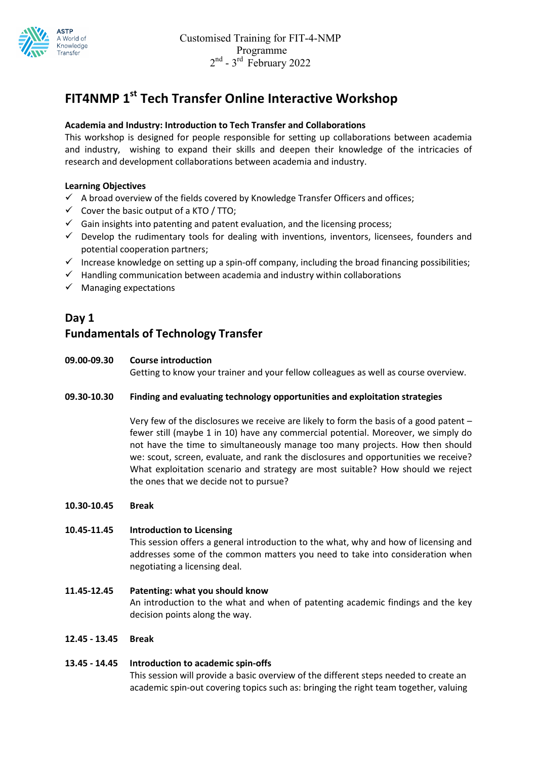Customised Training for FIT-4-NMP Programme
2nd - 3rd February 2022

# FIT4NMP 1st Tech Transfer Online Interactive Workshop

**Academia and Industry: Introduction to Tech Transfer and Collaborations**
This workshop is designed for people responsible for setting up collaborations between academia and industry, wishing to expand their skills and deepen their knowledge of the intricacies of research and development collaborations between academia and industry.

**Learning Objectives**

- ✓ A broad overview of the fields covered by Knowledge Transfer Officers and offices;
- ✓ Cover the basic output of a KTO / TTO;
- ✓ Gain insights into patenting and patent evaluation, and the licensing process;
- ✓ Develop the rudimentary tools for dealing with inventions, inventors, licensees, founders and potential cooperation partners;
- ✓ Increase knowledge on setting up a spin-off company, including the broad financing possibilities;
- ✓ Handling communication between academia and industry within collaborations
- ✓ Managing expectations

## Day 1
## Fundamentals of Technology Transfer

**09.00-09.30** **Course introduction**
Getting to know your trainer and your fellow colleagues as well as course overview.

**09.30-10.30** **Finding and evaluating technology opportunities and exploitation strategies**

Very few of the disclosures we receive are likely to form the basis of a good patent – fewer still (maybe 1 in 10) have any commercial potential. Moreover, we simply do not have the time to simultaneously manage too many projects. How then should we: scout, screen, evaluate, and rank the disclosures and opportunities we receive? What exploitation scenario and strategy are most suitable? How should we reject the ones that we decide not to pursue?

**10.30-10.45** **Break**

**10.45-11.45** **Introduction to Licensing**
This session offers a general introduction to the what, why and how of licensing and addresses some of the common matters you need to take into consideration when negotiating a licensing deal.

**11.45-12.45** **Patenting: what you should know**
An introduction to the what and when of patenting academic findings and the key decision points along the way.

**12.45 - 13.45** **Break**

**13.45 - 14.45** **Introduction to academic spin-offs**
This session will provide a basic overview of the different steps needed to create an academic spin-out covering topics such as: bringing the right team together, valuing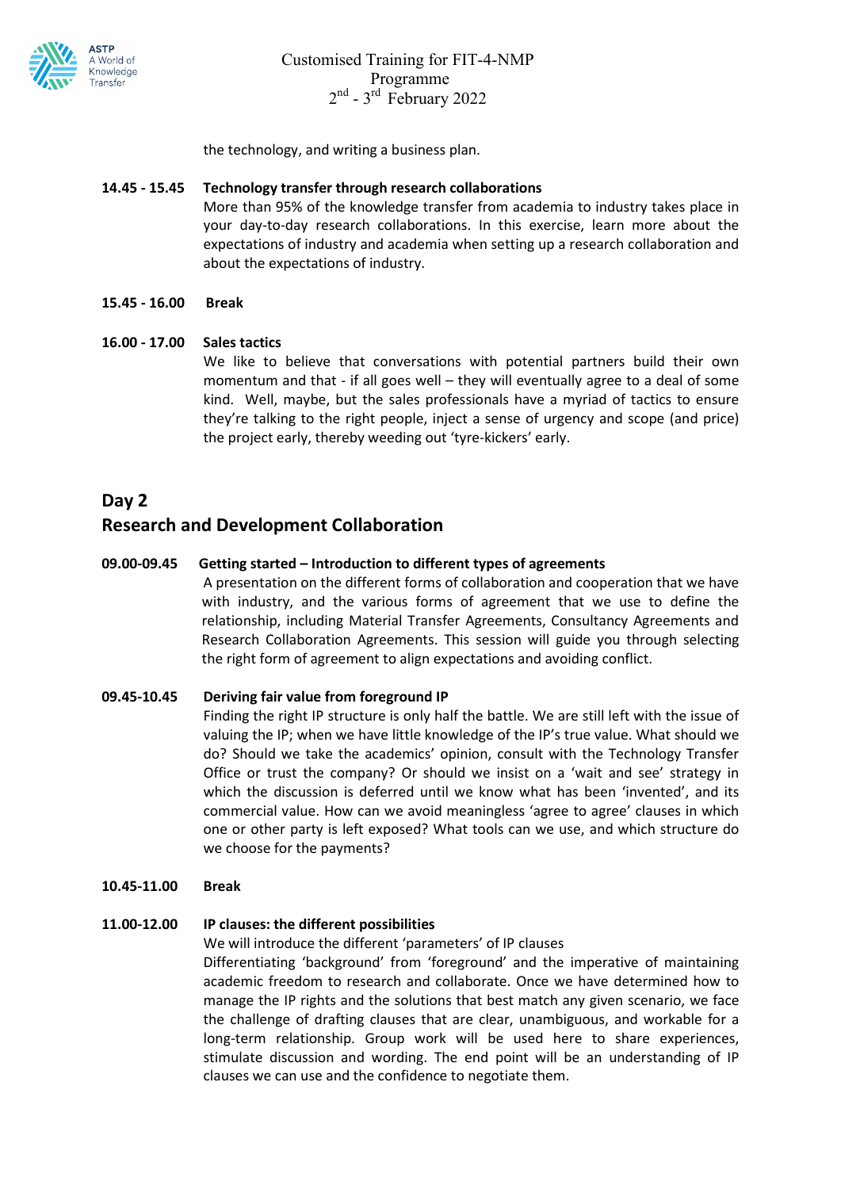the technology, and writing a business plan.

**14.45 - 15.45 Technology transfer through research collaborations**
More than 95% of the knowledge transfer from academia to industry takes place in your day-to-day research collaborations. In this exercise, learn more about the expectations of industry and academia when setting up a research collaboration and about the expectations of industry.

**15.45 - 16.00 Break**

**16.00 - 17.00 Sales tactics**
We like to believe that conversations with potential partners build their own momentum and that - if all goes well – they will eventually agree to a deal of some kind. Well, maybe, but the sales professionals have a myriad of tactics to ensure they're talking to the right people, inject a sense of urgency and scope (and price) the project early, thereby weeding out 'tyre-kickers' early.

## Day 2

## Research and Development Collaboration

**09.00-09.45 Getting started – Introduction to different types of agreements**
A presentation on the different forms of collaboration and cooperation that we have with industry, and the various forms of agreement that we use to define the relationship, including Material Transfer Agreements, Consultancy Agreements and Research Collaboration Agreements. This session will guide you through selecting the right form of agreement to align expectations and avoiding conflict.

**09.45-10.45 Deriving fair value from foreground IP**
Finding the right IP structure is only half the battle. We are still left with the issue of valuing the IP; when we have little knowledge of the IP's true value. What should we do? Should we take the academics' opinion, consult with the Technology Transfer Office or trust the company? Or should we insist on a 'wait and see' strategy in which the discussion is deferred until we know what has been 'invented', and its commercial value. How can we avoid meaningless 'agree to agree' clauses in which one or other party is left exposed? What tools can we use, and which structure do we choose for the payments?

**10.45-11.00 Break**

**11.00-12.00 IP clauses: the different possibilities**
We will introduce the different 'parameters' of IP clauses
Differentiating 'background' from 'foreground' and the imperative of maintaining academic freedom to research and collaborate. Once we have determined how to manage the IP rights and the solutions that best match any given scenario, we face the challenge of drafting clauses that are clear, unambiguous, and workable for a long-term relationship. Group work will be used here to share experiences, stimulate discussion and wording. The end point will be an understanding of IP clauses we can use and the confidence to negotiate them.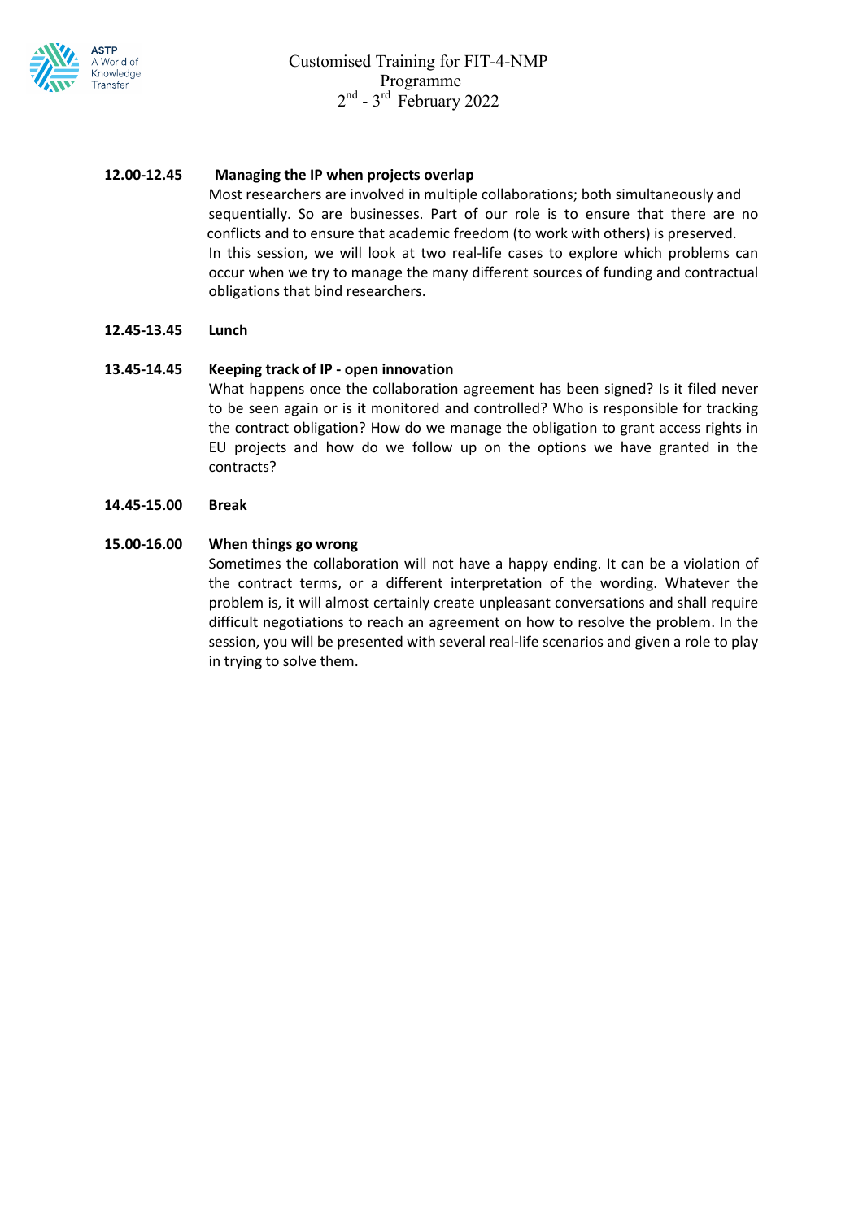**12.00-12.45 Managing the IP when projects overlap**

Most researchers are involved in multiple collaborations; both simultaneously and sequentially. So are businesses. Part of our role is to ensure that there are no conflicts and to ensure that academic freedom (to work with others) is preserved.
In this session, we will look at two real-life cases to explore which problems can occur when we try to manage the many different sources of funding and contractual obligations that bind researchers.

**12.45-13.45 Lunch**

**13.45-14.45 Keeping track of IP - open innovation**

What happens once the collaboration agreement has been signed? Is it filed never to be seen again or is it monitored and controlled? Who is responsible for tracking the contract obligation? How do we manage the obligation to grant access rights in EU projects and how do we follow up on the options we have granted in the contracts?

**14.45-15.00 Break**

**15.00-16.00 When things go wrong**

Sometimes the collaboration will not have a happy ending. It can be a violation of the contract terms, or a different interpretation of the wording. Whatever the problem is, it will almost certainly create unpleasant conversations and shall require difficult negotiations to reach an agreement on how to resolve the problem. In the session, you will be presented with several real-life scenarios and given a role to play in trying to solve them.